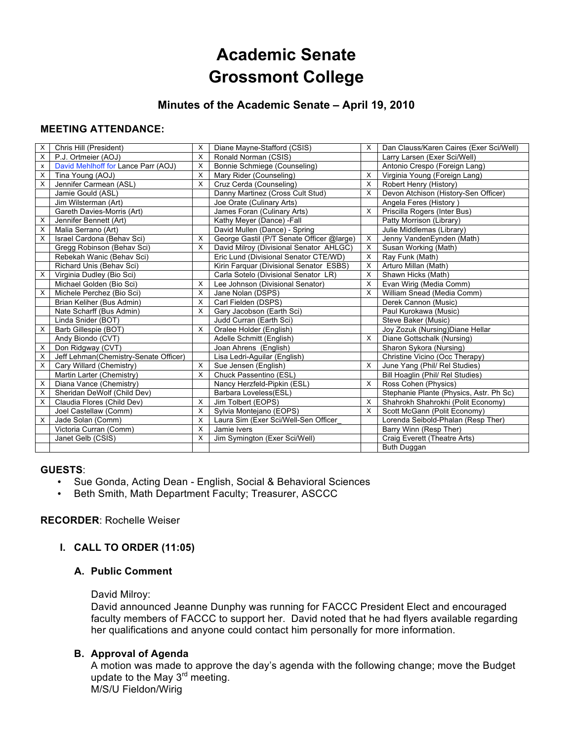# Academic Senate
# Grossmont College

### Minutes of the Academic Senate – April 19, 2010

**MEETING ATTENDANCE:**

| | | | | | |
|---|---|---|---|---|---|
| X | Chris Hill (President) | X | Diane Mayne-Stafford (CSIS) | X | Dan Clauss/Karen Caires (Exer Sci/Well) |
| X | P.J. Ortmeier (AOJ) | X | Ronald Norman (CSIS) | | Larry Larsen (Exer Sci/Well) |
| x | David Mehlhoff for Lance Parr (AOJ) | X | Bonnie Schmiege (Counseling) | | Antonio Crespo (Foreign Lang) |
| X | Tina Young (AOJ) | X | Mary Rider (Counseling) | X | Virginia Young (Foreign Lang) |
| X | Jennifer Carmean (ASL) | X | Cruz Cerda (Counseling) | X | Robert Henry (History) |
| | Jamie Gould (ASL) | | Danny Martinez (Cross Cult Stud) | X | Devon Atchison (History-Sen Officer) |
| | Jim Wilsterman (Art) | | Joe Orate (Culinary Arts) | | Angela Feres (History ) |
| | Gareth Davies-Morris (Art) | | James Foran (Culinary Arts) | X | Priscilla Rogers (Inter Bus) |
| X | Jennifer Bennett (Art) | | Kathy Meyer (Dance) -Fall | | Patty Morrison (Library) |
| X | Malia Serrano (Art) | | David Mullen (Dance) - Spring | | Julie Middlemas (Library) |
| X | Israel Cardona (Behav Sci) | X | George Gastil (P/T Senate Officer @large) | X | Jenny VandenEynden (Math) |
| | Gregg Robinson (Behav Sci) | X | David Milroy (Divisional Senator AHLGC) | X | Susan Working (Math) |
| | Rebekah Wanic (Behav Sci) | | Eric Lund (Divisional Senator CTE/WD) | X | Ray Funk (Math) |
| | Richard Unis (Behav Sci) | | Kirin Farquar (Divisional Senator ESBS) | X | Arturo Millan (Math) |
| X | Virginia Dudley (Bio Sci) | | Carla Sotelo (Divisional Senator LR) | X | Shawn Hicks (Math) |
| | Michael Golden (Bio Sci) | X | Lee Johnson (Divisional Senator) | X | Evan Wirig (Media Comm) |
| X | Michele Perchez (Bio Sci) | X | Jane Nolan (DSPS) | X | William Snead (Media Comm) |
| | Brian Keliher (Bus Admin) | X | Carl Fielden (DSPS) | | Derek Cannon (Music) |
| | Nate Scharff (Bus Admin) | X | Gary Jacobson (Earth Sci) | | Paul Kurokawa (Music) |
| | Linda Snider (BOT) | | Judd Curran (Earth Sci) | | Steve Baker (Music) |
| X | Barb Gillespie (BOT) | X | Oralee Holder (English) | | Joy Zozuk (Nursing)Diane Hellar |
| | Andy Biondo (CVT) | | Adelle Schmitt (English) | X | Diane Gottschalk (Nursing) |
| X | Don Ridgway (CVT) | | Joan Ahrens (English) | | Sharon Sykora (Nursing) |
| X | Jeff Lehman(Chemistry-Senate Officer) | | Lisa Ledri-Aguilar (English) | | Christine Vicino (Occ Therapy) |
| X | Cary Willard (Chemistry) | X | Sue Jensen (English) | X | June Yang (Phil/ Rel Studies) |
| | Martin Larter (Chemistry) | X | Chuck Passentino (ESL) | | Bill Hoaglin (Phil/ Rel Studies) |
| X | Diana Vance (Chemistry) | | Nancy Herzfeld-Pipkin (ESL) | X | Ross Cohen (Physics) |
| X | Sheridan DeWolf (Child Dev) | | Barbara Loveless(ESL) | | Stephanie Plante (Physics, Astr. Ph Sc) |
| X | Claudia Flores (Child Dev) | X | Jim Tolbert (EOPS) | X | Shahrokh Shahrokhi (Polit Economy) |
| | Joel Castellaw (Comm) | X | Sylvia Montejano (EOPS) | X | Scott McGann (Polit Economy) |
| X | Jade Solan (Comm) | X | Laura Sim (Exer Sci/Well-Sen Officer_ | | Lorenda Seibold-Phalan (Resp Ther) |
| | Victoria Curran (Comm) | X | Jamie Ivers | | Barry Winn (Resp Ther) |
| | Janet Gelb (CSIS) | X | Jim Symington (Exer Sci/Well) | | Craig Everett (Theatre Arts) |
| | | | | | Buth Duggan |

**GUESTS**:
- Sue Gonda, Acting Dean - English, Social & Behavioral Sciences
- Beth Smith, Math Department Faculty; Treasurer, ASCCC

**RECORDER**: Rochelle Weiser

## I. CALL TO ORDER (11:05)

### A. Public Comment

David Milroy:
David announced Jeanne Dunphy was running for FACCC President Elect and encouraged faculty members of FACCC to support her. David noted that he had flyers available regarding her qualifications and anyone could contact him personally for more information.

### B. Approval of Agenda

A motion was made to approve the day's agenda with the following change; move the Budget update to the May 3rd meeting.
M/S/U Fieldon/Wirig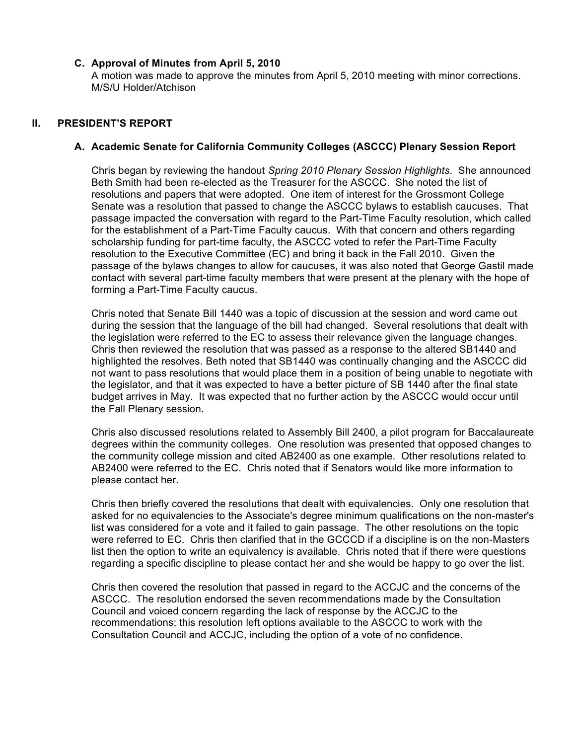### C. Approval of Minutes from April 5, 2010

A motion was made to approve the minutes from April 5, 2010 meeting with minor corrections.
M/S/U Holder/Atchison

## II. PRESIDENT'S REPORT

### A. Academic Senate for California Community Colleges (ASCCC) Plenary Session Report

Chris began by reviewing the handout *Spring 2010 Plenary Session Highlights*. She announced Beth Smith had been re-elected as the Treasurer for the ASCCC. She noted the list of resolutions and papers that were adopted. One item of interest for the Grossmont College Senate was a resolution that passed to change the ASCCC bylaws to establish caucuses. That passage impacted the conversation with regard to the Part-Time Faculty resolution, which called for the establishment of a Part-Time Faculty caucus. With that concern and others regarding scholarship funding for part-time faculty, the ASCCC voted to refer the Part-Time Faculty resolution to the Executive Committee (EC) and bring it back in the Fall 2010. Given the passage of the bylaws changes to allow for caucuses, it was also noted that George Gastil made contact with several part-time faculty members that were present at the plenary with the hope of forming a Part-Time Faculty caucus.

Chris noted that Senate Bill 1440 was a topic of discussion at the session and word came out during the session that the language of the bill had changed. Several resolutions that dealt with the legislation were referred to the EC to assess their relevance given the language changes. Chris then reviewed the resolution that was passed as a response to the altered SB1440 and highlighted the resolves. Beth noted that SB1440 was continually changing and the ASCCC did not want to pass resolutions that would place them in a position of being unable to negotiate with the legislator, and that it was expected to have a better picture of SB 1440 after the final state budget arrives in May. It was expected that no further action by the ASCCC would occur until the Fall Plenary session.

Chris also discussed resolutions related to Assembly Bill 2400, a pilot program for Baccalaureate degrees within the community colleges. One resolution was presented that opposed changes to the community college mission and cited AB2400 as one example. Other resolutions related to AB2400 were referred to the EC. Chris noted that if Senators would like more information to please contact her.

Chris then briefly covered the resolutions that dealt with equivalencies. Only one resolution that asked for no equivalencies to the Associate's degree minimum qualifications on the non-master's list was considered for a vote and it failed to gain passage. The other resolutions on the topic were referred to EC. Chris then clarified that in the GCCCD if a discipline is on the non-Masters list then the option to write an equivalency is available. Chris noted that if there were questions regarding a specific discipline to please contact her and she would be happy to go over the list.

Chris then covered the resolution that passed in regard to the ACCJC and the concerns of the ASCCC. The resolution endorsed the seven recommendations made by the Consultation Council and voiced concern regarding the lack of response by the ACCJC to the recommendations; this resolution left options available to the ASCCC to work with the Consultation Council and ACCJC, including the option of a vote of no confidence.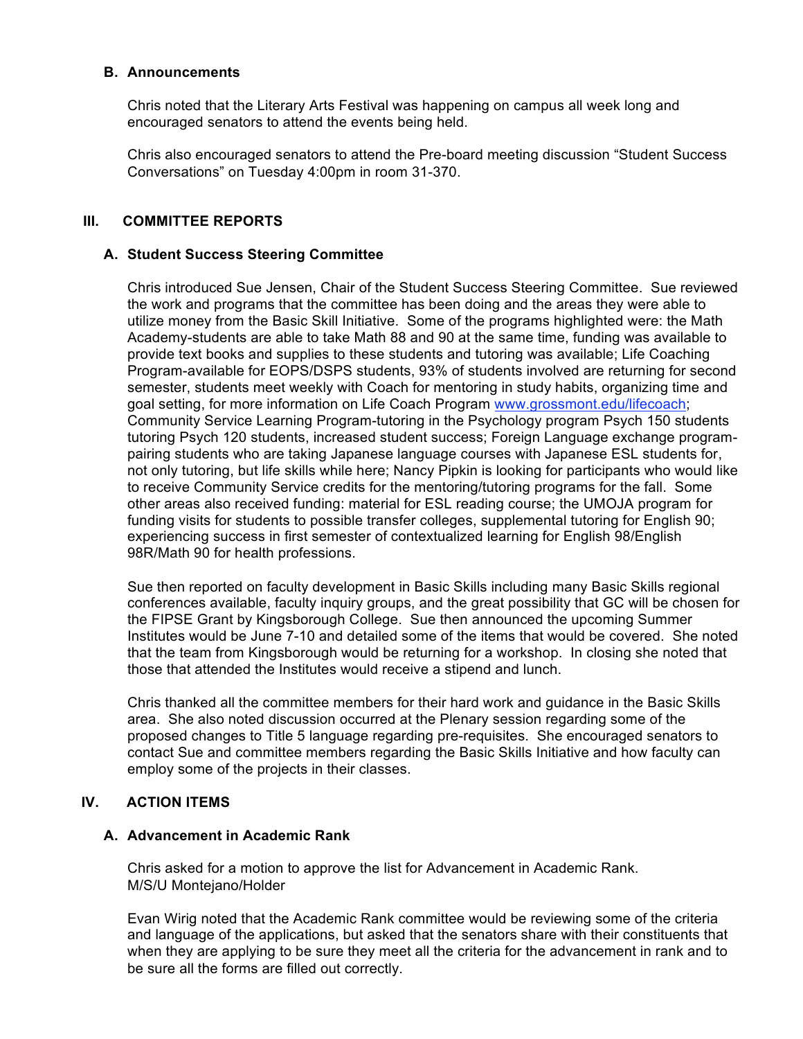### B. Announcements

Chris noted that the Literary Arts Festival was happening on campus all week long and encouraged senators to attend the events being held.

Chris also encouraged senators to attend the Pre-board meeting discussion "Student Success Conversations" on Tuesday 4:00pm in room 31-370.

## III. COMMITTEE REPORTS

### A. Student Success Steering Committee

Chris introduced Sue Jensen, Chair of the Student Success Steering Committee. Sue reviewed the work and programs that the committee has been doing and the areas they were able to utilize money from the Basic Skill Initiative. Some of the programs highlighted were: the Math Academy-students are able to take Math 88 and 90 at the same time, funding was available to provide text books and supplies to these students and tutoring was available; Life Coaching Program-available for EOPS/DSPS students, 93% of students involved are returning for second semester, students meet weekly with Coach for mentoring in study habits, organizing time and goal setting, for more information on Life Coach Program [www.grossmont.edu/lifecoach](www.grossmont.edu/lifecoach); Community Service Learning Program-tutoring in the Psychology program Psych 150 students tutoring Psych 120 students, increased student success; Foreign Language exchange program-pairing students who are taking Japanese language courses with Japanese ESL students for, not only tutoring, but life skills while here; Nancy Pipkin is looking for participants who would like to receive Community Service credits for the mentoring/tutoring programs for the fall. Some other areas also received funding: material for ESL reading course; the UMOJA program for funding visits for students to possible transfer colleges, supplemental tutoring for English 90; experiencing success in first semester of contextualized learning for English 98/English 98R/Math 90 for health professions.

Sue then reported on faculty development in Basic Skills including many Basic Skills regional conferences available, faculty inquiry groups, and the great possibility that GC will be chosen for the FIPSE Grant by Kingsborough College. Sue then announced the upcoming Summer Institutes would be June 7-10 and detailed some of the items that would be covered. She noted that the team from Kingsborough would be returning for a workshop. In closing she noted that those that attended the Institutes would receive a stipend and lunch.

Chris thanked all the committee members for their hard work and guidance in the Basic Skills area. She also noted discussion occurred at the Plenary session regarding some of the proposed changes to Title 5 language regarding pre-requisites. She encouraged senators to contact Sue and committee members regarding the Basic Skills Initiative and how faculty can employ some of the projects in their classes.

## IV. ACTION ITEMS

### A. Advancement in Academic Rank

Chris asked for a motion to approve the list for Advancement in Academic Rank.
M/S/U Montejano/Holder

Evan Wirig noted that the Academic Rank committee would be reviewing some of the criteria and language of the applications, but asked that the senators share with their constituents that when they are applying to be sure they meet all the criteria for the advancement in rank and to be sure all the forms are filled out correctly.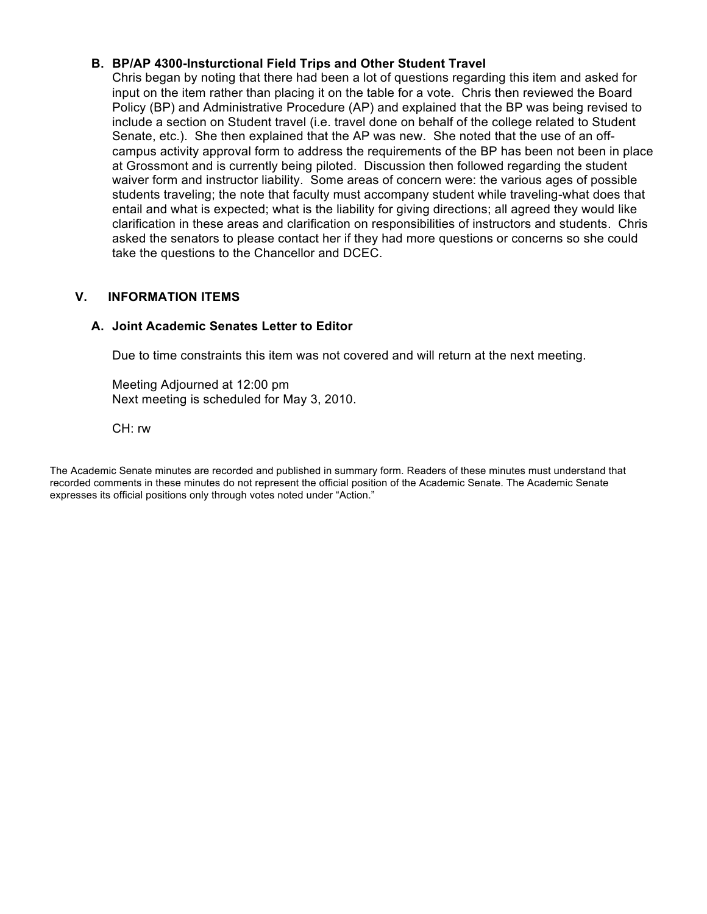### B. BP/AP 4300-Insturctional Field Trips and Other Student Travel

Chris began by noting that there had been a lot of questions regarding this item and asked for input on the item rather than placing it on the table for a vote. Chris then reviewed the Board Policy (BP) and Administrative Procedure (AP) and explained that the BP was being revised to include a section on Student travel (i.e. travel done on behalf of the college related to Student Senate, etc.). She then explained that the AP was new. She noted that the use of an off-campus activity approval form to address the requirements of the BP has been not been in place at Grossmont and is currently being piloted. Discussion then followed regarding the student waiver form and instructor liability. Some areas of concern were: the various ages of possible students traveling; the note that faculty must accompany student while traveling-what does that entail and what is expected; what is the liability for giving directions; all agreed they would like clarification in these areas and clarification on responsibilities of instructors and students. Chris asked the senators to please contact her if they had more questions or concerns so she could take the questions to the Chancellor and DCEC.

## V. INFORMATION ITEMS

### A. Joint Academic Senates Letter to Editor

Due to time constraints this item was not covered and will return at the next meeting.

Meeting Adjourned at 12:00 pm
Next meeting is scheduled for May 3, 2010.

CH: rw

The Academic Senate minutes are recorded and published in summary form. Readers of these minutes must understand that recorded comments in these minutes do not represent the official position of the Academic Senate. The Academic Senate expresses its official positions only through votes noted under "Action."